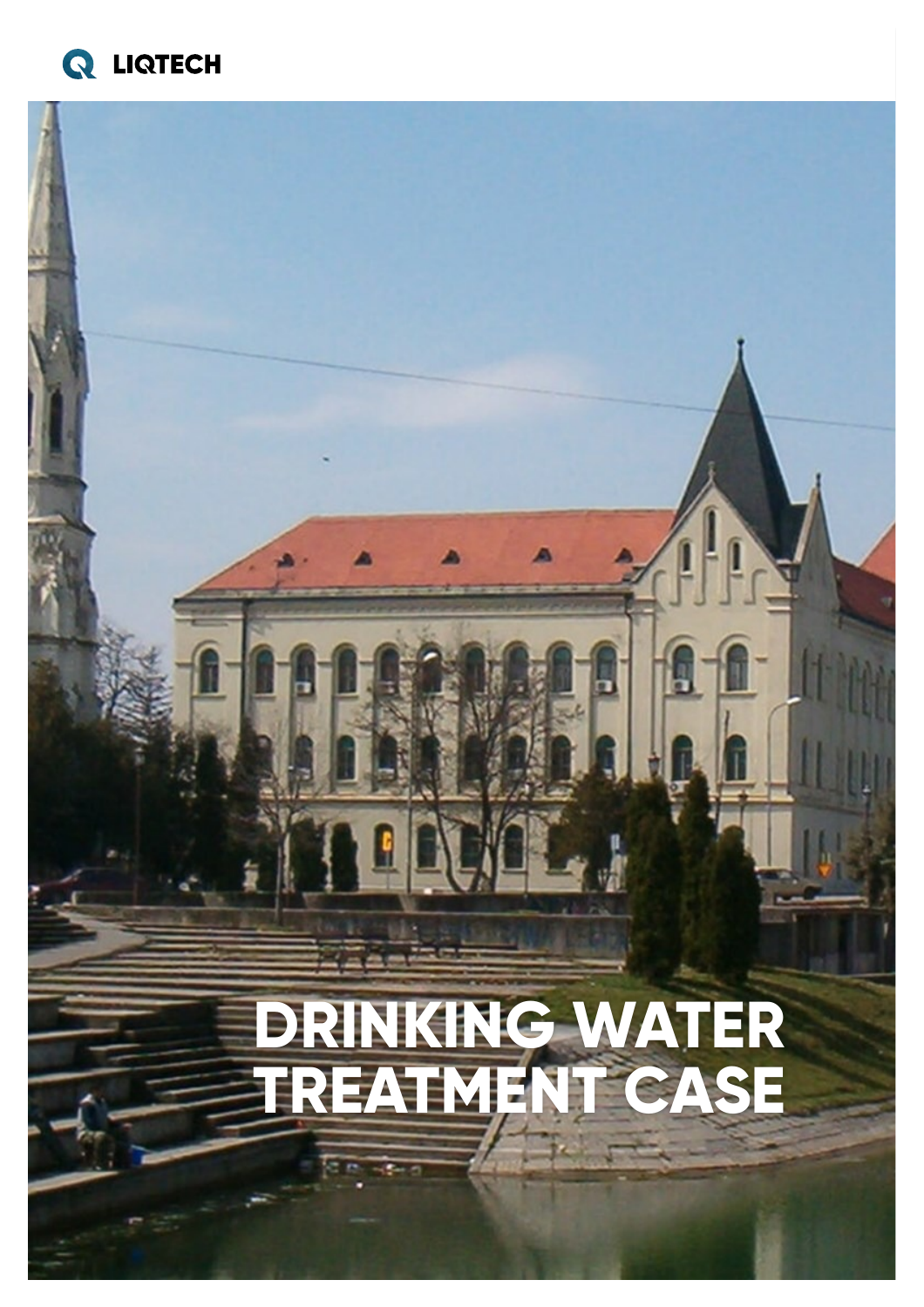LIQTECH

# DRINKING WATER TREATMENT CASE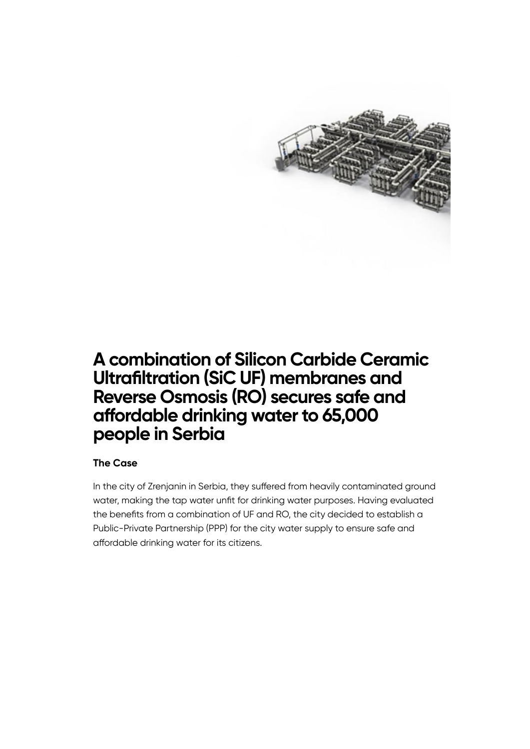# A combination of Silicon Carbide Ceramic Ultrafiltration (SiC UF) membranes and Reverse Osmosis (RO) secures safe and affordable drinking water to 65,000 people in Serbia

### The Case

In the city of Zrenjanin in Serbia, they suffered from heavily contaminated ground water, making the tap water unfit for drinking water purposes. Having evaluated the benefits from a combination of UF and RO, the city decided to establish a Public-Private Partnership (PPP) for the city water supply to ensure safe and affordable drinking water for its citizens.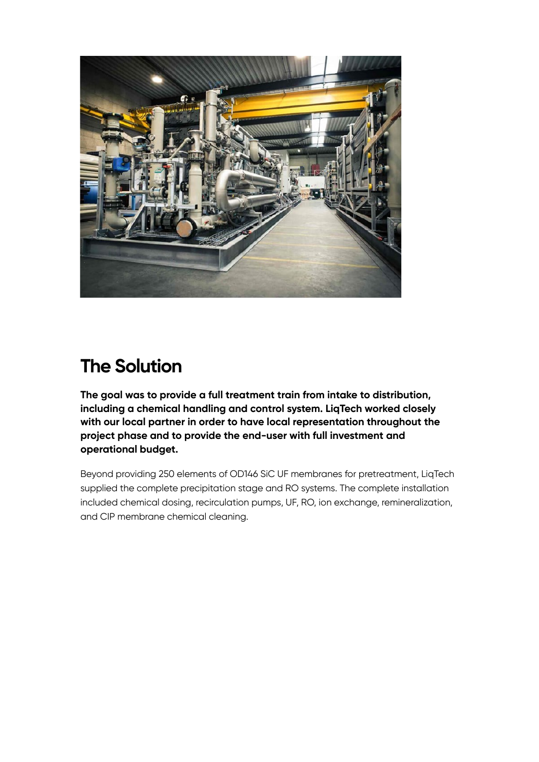## The Solution

**The goal was to provide a full treatment train from intake to distribution, including a chemical handling and control system. LiqTech worked closely with our local partner in order to have local representation throughout the project phase and to provide the end-user with full investment and operational budget.**

Beyond providing 250 elements of OD146 SiC UF membranes for pretreatment, LiqTech supplied the complete precipitation stage and RO systems. The complete installation included chemical dosing, recirculation pumps, UF, RO, ion exchange, remineralization, and CIP membrane chemical cleaning.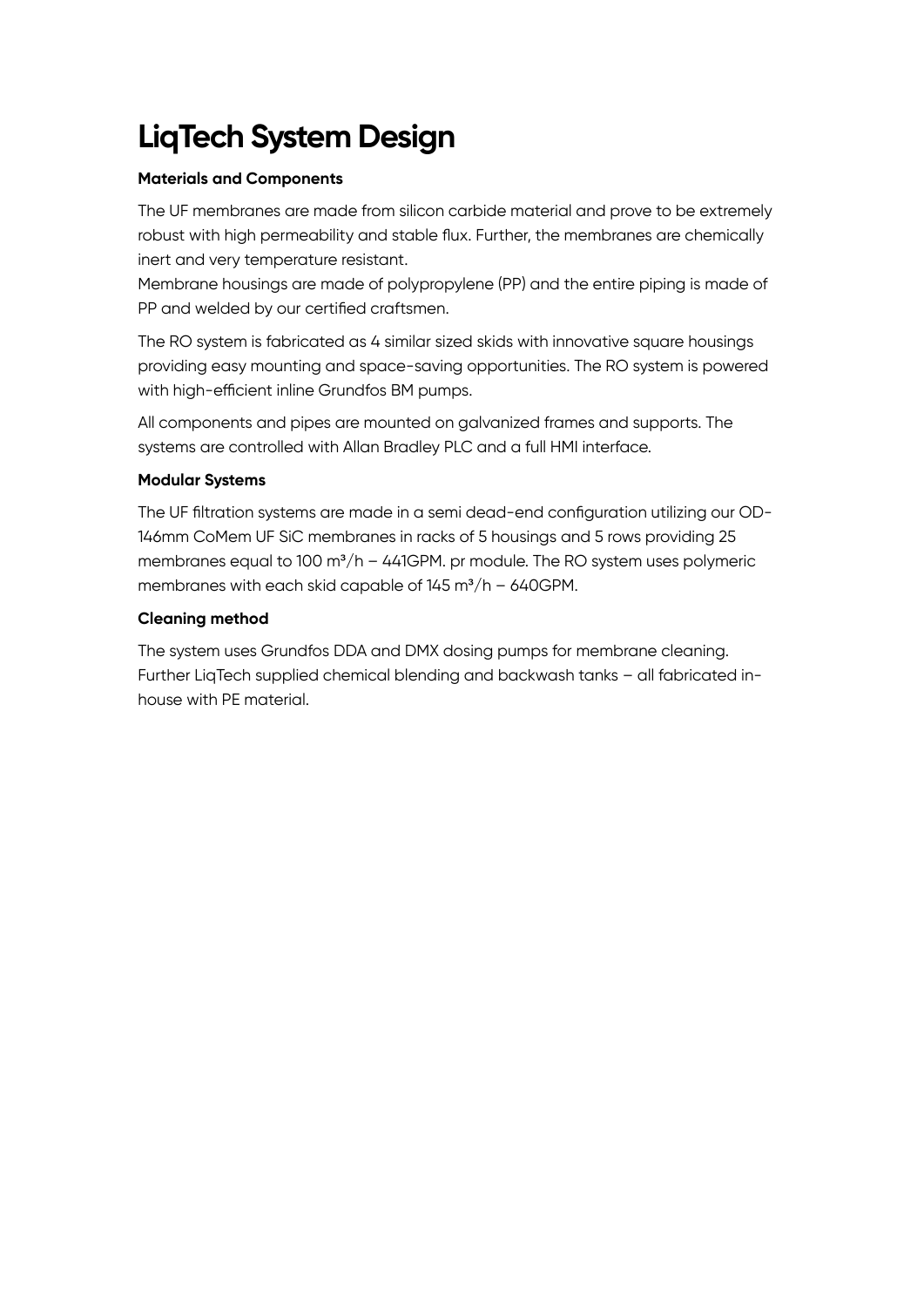# LiqTech System Design

**Materials and Components**

The UF membranes are made from silicon carbide material and prove to be extremely robust with high permeability and stable flux. Further, the membranes are chemically inert and very temperature resistant.
Membrane housings are made of polypropylene (PP) and the entire piping is made of PP and welded by our certified craftsmen.

The RO system is fabricated as 4 similar sized skids with innovative square housings providing easy mounting and space-saving opportunities. The RO system is powered with high-efficient inline Grundfos BM pumps.

All components and pipes are mounted on galvanized frames and supports. The systems are controlled with Allan Bradley PLC and a full HMI interface.

**Modular Systems**

The UF filtration systems are made in a semi dead-end configuration utilizing our OD-146mm CoMem UF SiC membranes in racks of 5 housings and 5 rows providing 25 membranes equal to 100 m³/h – 441GPM. pr module. The RO system uses polymeric membranes with each skid capable of 145 m³/h – 640GPM.

**Cleaning method**

The system uses Grundfos DDA and DMX dosing pumps for membrane cleaning. Further LiqTech supplied chemical blending and backwash tanks – all fabricated in-house with PE material.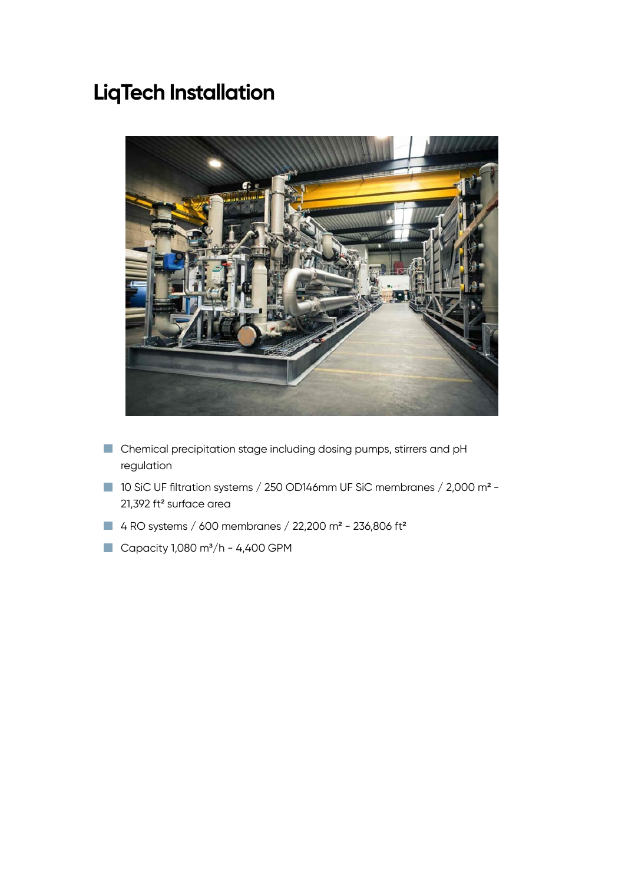# LiqTech Installation

- Chemical precipitation stage including dosing pumps, stirrers and pH regulation
- 10 SiC UF filtration systems / 250 OD146mm UF SiC membranes / 2,000 m² - 21,392 ft² surface area
- 4 RO systems / 600 membranes / 22,200 m² - 236,806 ft²
- Capacity 1,080 m³/h - 4,400 GPM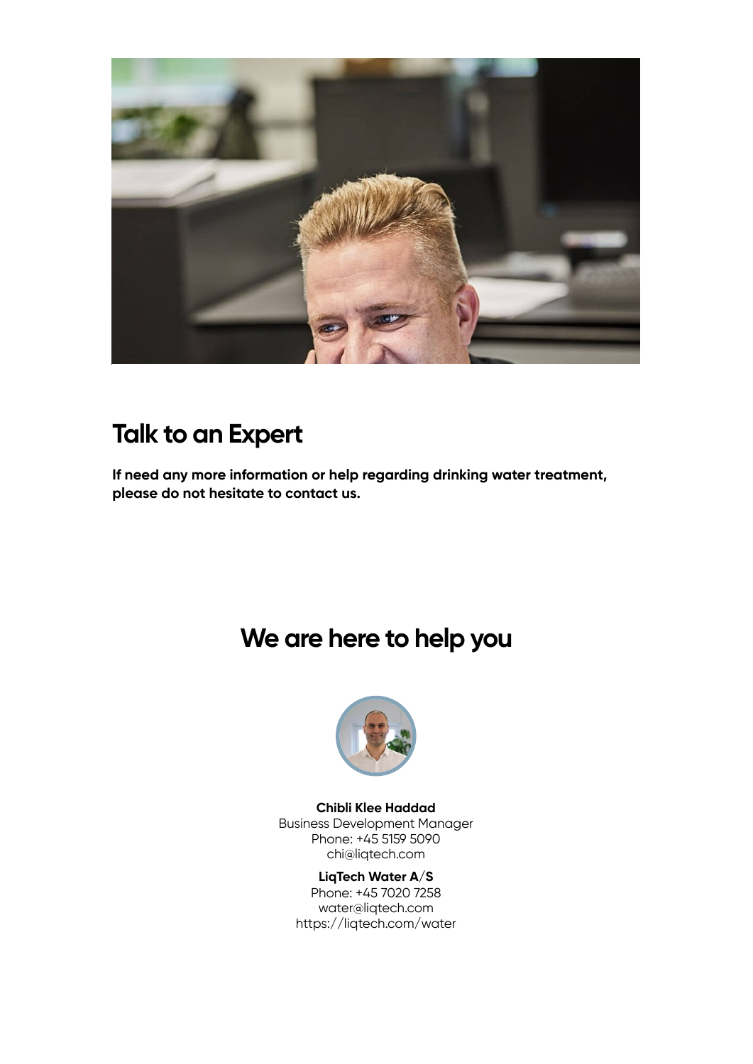## Talk to an Expert

**If need any more information or help regarding drinking water treatment, please do not hesitate to contact us.**

## We are here to help you

**Chibli Klee Haddad**
Business Development Manager
Phone: +45 5159 5090
chi@liqtech.com

**LiqTech Water A/S**
Phone: +45 7020 7258
water@liqtech.com
https://liqtech.com/water